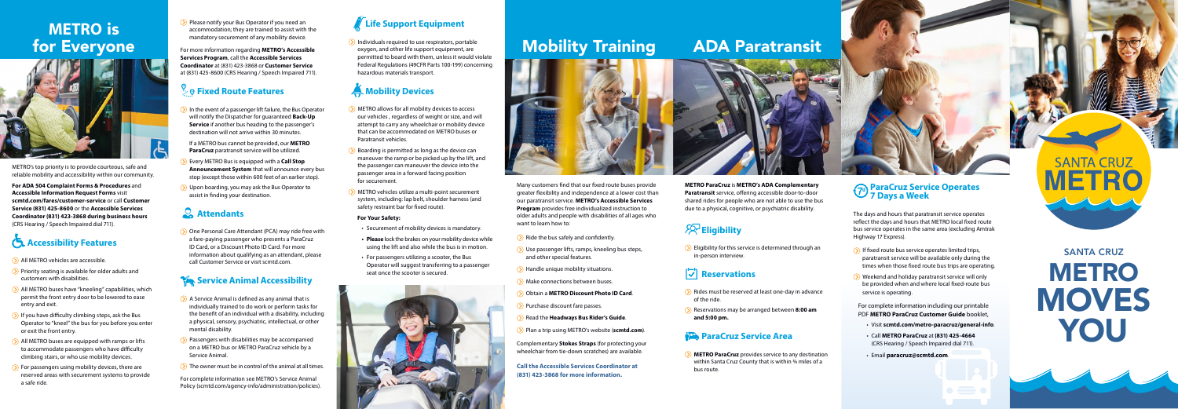# METRO is for Everyone

METRO's top priority is to provide courteous, safe and reliable mobility and accessibility within our community.

**For ADA 504 Complaint Forms & Procedures** and **Accessible Information Request Forms** visit **scmtd.com/fares/customer-service** or call **Customer Service (831) 425-8600** or the **Accessible Services Coordinator (831) 423-3868 during business hours** (CRS Hearing / Speech Impaired 711).

## Accessibility Features

- All METRO vehicles are accessible.
- Priority seating is available for older adults and customers with disabilities.
- All METRO buses have "kneeling" capabilities, which permit the front entry door to be lowered to ease entry and exit.
- If you have difficulty climbing steps, ask the Bus Operator to "kneel" the bus for you before you enter or exit the front entry.
- All METRO buses are equipped with ramps or lifts to accommodate passengers who have difficulty climbing stairs, or who use mobility devices.
- For passengers using mobility devices, there are reserved areas with securement systems to provide a safe ride.
- Please notify your Bus Operator if you need an accommodation; they are trained to assist with the mandatory securement of any mobility device.

For more information regarding **METRO's Accessible Services Program**, call the **Accessible Services Coordinator** at (831) 423-3868 or **Customer Service** at (831) 425-8600 (CRS Hearing / Speech Impaired 711).

## Fixed Route Features

- In the event of a passenger lift failure, the Bus Operator will notify the Dispatcher for guaranteed **Back-Up Service** if another bus heading to the passenger's destination will not arrive within 30 minutes.

  If a METRO bus cannot be provided, our **METRO ParaCruz** paratransit service will be utilized.
- Every METRO Bus is equipped with a **Call Stop Announcement System** that will announce every bus stop (except those within 600 feet of an earlier stop).
- Upon boarding, you may ask the Bus Operator to assist in finding your destination.

## Attendants

- One Personal Care Attendant (PCA) may ride free with a fare-paying passenger who presents a ParaCruz ID Card, or a Discount Photo ID Card. For more information about qualifying as an attendant, please call Customer Service or visit scmtd.com.

## Service Animal Accessibility

- A Service Animal is defined as any animal that is individually trained to do work or perform tasks for the benefit of an individual with a disability, including a physical, sensory, psychiatric, intellectual, or other mental disability.
- Passengers with disabilities may be accompanied on a METRO bus or METRO ParaCruz vehicle by a Service Animal.
- The owner must be in control of the animal at all times.

For complete information see METRO's Service Animal Policy (scmtd.com/agency-info/administration/policies).

## Life Support Equipment

- Individuals required to use respirators, portable oxygen, and other life support equipment, are permitted to board with them, unless it would violate Federal Regulations (49CFR Parts 100-199) concerning hazardous materials transport.

## Mobility Devices

- METRO allows for all mobility devices to access our vehicles , regardless of weight or size, and will attempt to carry any wheelchair or mobility device that can be accommodated on METRO buses or Paratransit vehicles.
- Boarding is permitted as long as the device can maneuver the ramp or be picked up by the lift, and the passenger can maneuver the device into the passenger area in a forward facing position for securement.
- METRO vehicles utilize a multi-point securement system, including: lap belt, shoulder harness (and safety restraint bar for fixed route).

**For Your Safety:**

- Securement of mobility devices is mandatory.
- **Please** lock the brakes on your mobility device while using the lift and also while the bus is in motion.
- For passengers utilizing a scooter, the Bus Operator will suggest transferring to a passenger seat once the scooter is secured.

# Mobility Training

Many customers find that our fixed route buses provide greater flexibility and independence at a lower cost than our paratransit service. **METRO's Accessible Services Program** provides free individualized instruction to older adults and people with disabilities of all ages who want to learn how to:

- Ride the bus safely and confidently.
- Use passenger lifts, ramps, kneeling bus steps, and other special features.
- Handle unique mobility situations.
- Make connections between buses.
- Obtain a **METRO Discount Photo ID Card**.
- Purchase discount fare passes.
- Read the **Headways Bus Rider's Guide**.
- Plan a trip using METRO's website (**scmtd.com**).

Complementary **Stokes Straps** (for protecting your wheelchair from tie-down scratches) are available.

**Call the Accessible Services Coordinator at (831) 423-3868 for more information.**

# ADA Paratransit

**METRO ParaCruz** is **METRO's ADA Complementary Paratransit** service, offering accessible door-to-door shared rides for people who are not able to use the bus due to a physical, cognitive, or psychiatric disability.

## Eligibility

- Eligibility for this service is determined through an in-person interview.

## Reservations

- Rides must be reserved at least one-day in advance of the ride.
- Reservations may be arranged between **8:00 am and 5:00 pm.**

## ParaCruz Service Area

- **METRO ParaCruz** provides service to any destination within Santa Cruz County that is within ¾ miles of a bus route.

## ParaCruz Service Operates 7 Days a Week

The days and hours that paratransit service operates reflect the days and hours that METRO local fixed route bus service operates in the same area (excluding Amtrak Highway 17 Express).

- If fixed route bus service operates limited trips, paratransit service will be available only during the times when those fixed route bus trips are operating.
- Weekend and holiday paratransit service will only be provided when and where local fixed-route bus service is operating.

For complete information including our printable PDF **METRO ParaCruz Customer Guide** booklet,

- Visit **scmtd.com/metro-paracruz/general-info**.
- Call **METRO ParaCruz** at **(831) 425-4664** (CRS Hearing / Speech Impaired dial 711).
- Email **paracruz@scmtd.com**.

SANTA CRUZ METRO

# SANTA CRUZ METRO MOVES YOU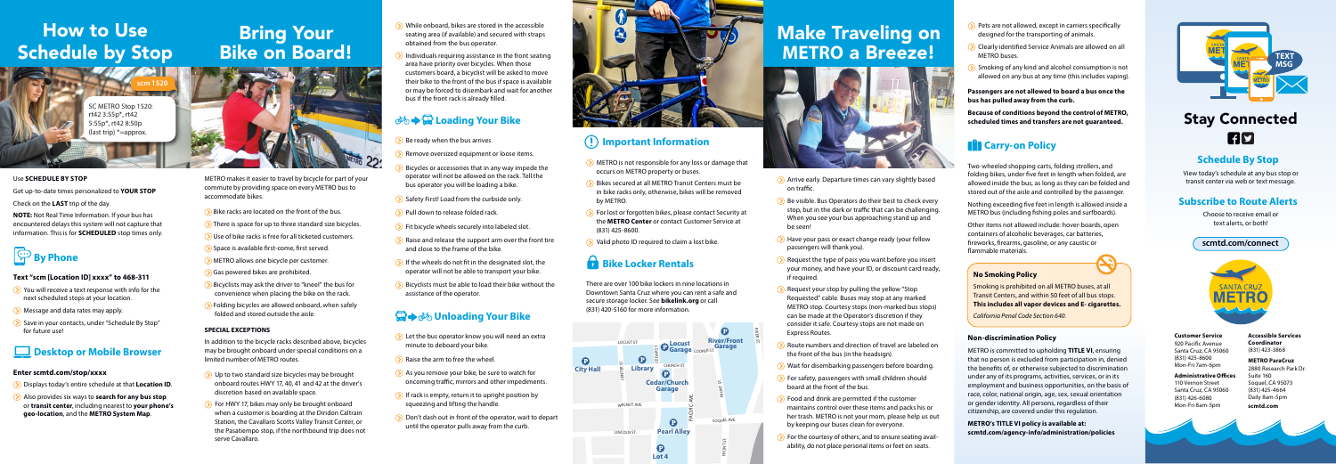# How to Use Schedule by Stop

scm 1520

SC METRO Stop 1520:
rt42 3:55p*, rt42
5:55p*, rt42 8:50p
(last trip) *=approx.

Use **SCHEDULE BY STOP**

Get up-to-date times personalized to **YOUR STOP**

Check on the **LAST** trip of the day.

**NOTE:** Not Real Time information. If your bus has encountered delays this system will not capture that information. This is for **SCHEDULED** stop times only.

## By Phone

### Text "scm [Location ID] xxxx" to 468-311

- You will receive a text response with info for the next scheduled stops at your location.
- Message and data rates may apply.
- Save in your contacts, under "Schedule By Stop" for future use!

## Desktop or Mobile Browser

### Enter scmtd.com/stop/xxxx

- Displays today's entire schedule at that **Location ID**.
- Also provides six ways to **search for any bus stop** or **transit center**, including nearest to **your phone's geo-location**, and the **METRO System Map**.

# Bring Your Bike on Board!

METRO makes it easier to travel by bicycle for part of your commute by providing space on every METRO bus to accommodate bikes.

- Bike racks are located on the front of the bus.
- There is space for up to three standard size bicycles.
- Use of bike racks is free for all ticketed customers.
- Space is available first-come, first served.
- METRO allows one bicycle per customer.
- Gas powered bikes are prohibited.
- Bicyclists may ask the driver to "kneel" the bus for convenience when placing the bike on the rack.
- Folding bicycles are allowed onboard, when safely folded and stored outside the aisle.

### SPECIAL EXCEPTIONS

In addition to the bicycle racks described above, bicycles may be brought onboard under special conditions on a limited number of METRO routes.

- Up to two standard size bicycles may be brought onboard routes HWY 17, 40, 41 and 42 at the driver's discretion based on available space.
- For HWY 17, bikes may only be brought onboard when a customer is boarding at the Diridon Caltrain Station, the Cavallaro Scotts Valley Transit Center, or the Pasatiempo stop, if the northbound trip does not serve Cavallaro.
- While onboard, bikes are stored in the accessible seating area (if available) and secured with straps obtained from the bus operator.
- Individuals requiring assistance in the front seating area have priority over bicycles. When those customers board, a bicyclist will be asked to move their bike to the front of the bus if space is available or may be forced to disembark and wait for another bus if the front rack is already filled.

## Loading Your Bike

- Be ready when the bus arrives.
- Remove oversized equipment or loose items.
- Bicycles or accessories that in any way impede the operator will not be allowed on the rack. Tell the bus operator you will be loading a bike.
- Safety First! Load from the curbside only.
- Pull down to release folded rack.
- Fit bicycle wheels securely into labeled slot.
- Raise and release the support arm over the front tire and close to the frame of the bike.
- If the wheels do not fit in the designated slot, the operator will not be able to transport your bike.
- Bicyclists must be able to load their bike without the assistance of the operator.

## Unloading Your Bike

- Let the bus operator know you will need an extra minute to deboard your bike.
- Raise the arm to free the wheel.
- As you remove your bike, be sure to watch for oncoming traffic, mirrors and other impediments.
- If rack is empty, return it to upright position by squeezing and lifting the handle.
- Don't dash out in front of the operator, wait to depart until the operator pulls away from the curb.

## Important Information

- METRO is not responsible for any loss or damage that occurs on METRO property or buses.
- Bikes secured at all METRO Transit Centers must be in bike racks only, otherwise, bikes will be removed by METRO.
- For lost or forgotten bikes, please contact Security at the **METRO Center** or contact Customer Service at (831) 425-8600.
- Valid photo ID required to claim a lost bike.

## Bike Locker Rentals

There are over 100 bike lockers in nine locations in Downtown Santa Cruz where you can rent a safe and secure storage locker. See **bikelink.org** or call (831) 420-5160 for more information.

City Hall
Library
Locust Garage
River/Front Garage
Cedar/Church Garage
Pearl Alley
Lot 4
LOCUST ST
CHURCH ST
WALNUT AVE
LINCOLN ST
SOQUEL AVE
CEDAR ST
PACIFIC AVE
FRONT ST
RIVER ST
CENTER ST
COOPER ST

# Make Traveling on METRO a Breeze!

- Arrive early. Departure times can vary slightly based on traffic.
- Be visible. Bus Operators do their best to check every stop, but in the dark or traffic that can be challenging. When you see your bus approaching stand up and be seen!
- Have your pass or exact change ready (your fellow passengers will thank you).
- Request the type of pass you want before you insert your money, and have your ID, or discount card ready, if required.
- Request your stop by pulling the yellow "Stop Requested" cable. Buses may stop at any marked METRO stop. Courtesy stops (non-marked bus stops) can be made at the Operator's discretion if they consider it safe. Courtesy stops are not made on Express Routes.
- Route numbers and direction of travel are labeled on the front of the bus (in the headsign).
- Wait for disembarking passengers before boarding.
- For safety, passengers with small children should board at the front of the bus.
- Food and drink are permitted if the customer maintains control over these items and packs his or her trash. METRO is not your mom, please help us out by keeping our buses clean for everyone.
- For the courtesy of others, and to ensure seating availability, do not place personal items or feet on seats.
- Pets are not allowed, except in carriers specifically designed for the transporting of animals.
- Clearly identified Service Animals are allowed on all METRO buses.
- Smoking of any kind and alcohol consumption is not allowed on any bus at any time (this includes vaping).

**Passengers are not allowed to board a bus once the bus has pulled away from the curb.**

**Because of conditions beyond the control of METRO, scheduled times and transfers are not guaranteed.**

## Carry-on Policy

Two-wheeled shopping carts, folding strollers, and folding bikes, under five feet in length when folded, are allowed inside the bus, as long as they can be folded and stored out of the aisle and controlled by the passenger.

Nothing exceeding five feet in length is allowed inside a METRO bus (including fishing poles and surfboards).

Other items not allowed include: hover-boards, open containers of alcoholic beverages, car batteries, fireworks, firearms, gasoline, or any caustic or flammable materials.

### No Smoking Policy

Smoking is prohibited on all METRO buses, at all Transit Centers, and within 50 feet of all bus stops. **This includes all vapor devices and E- cigarettes.**

*California Penal Code Section 640.*

### Non-discrimination Policy

METRO is committed to upholding **TITLE VI**, ensuring that no person is excluded from participation in, denied the benefits of, or otherwise subjected to discrimination under any of its programs, activities, services, or in its employment and business opportunities, on the basis of race, color, national origin, age, sex, sexual orientation or gender identity. All persons, regardless of their citizenship, are covered under this regulation.

**METRO's TITLE VI policy is available at: scmtd.com/agency-info/administration/policies**

# Stay Connected

## Schedule By Stop

View today's schedule at any bus stop or transit center via web or text message.

## Subscribe to Route Alerts

Choose to receive email or text alerts, or both!

**scmtd.com/connect**

**Customer Service**
920 Pacific Avenue
Santa Cruz, CA 95060
(831) 425-8600
Mon-Fri 7am-6pm

**Administrative Offices**
110 Vernon Street
Santa Cruz, CA 95060
(831) 426-6080
Mon-Fri 8am-5pm

**Accessible Services Coordinator**
(831) 423-3868

**METRO ParaCruz**
2880 Research Park Dr.
Suite 160
Soquel, CA 95073
(831) 425-4664
Daily 8am-5pm

**scmtd.com**